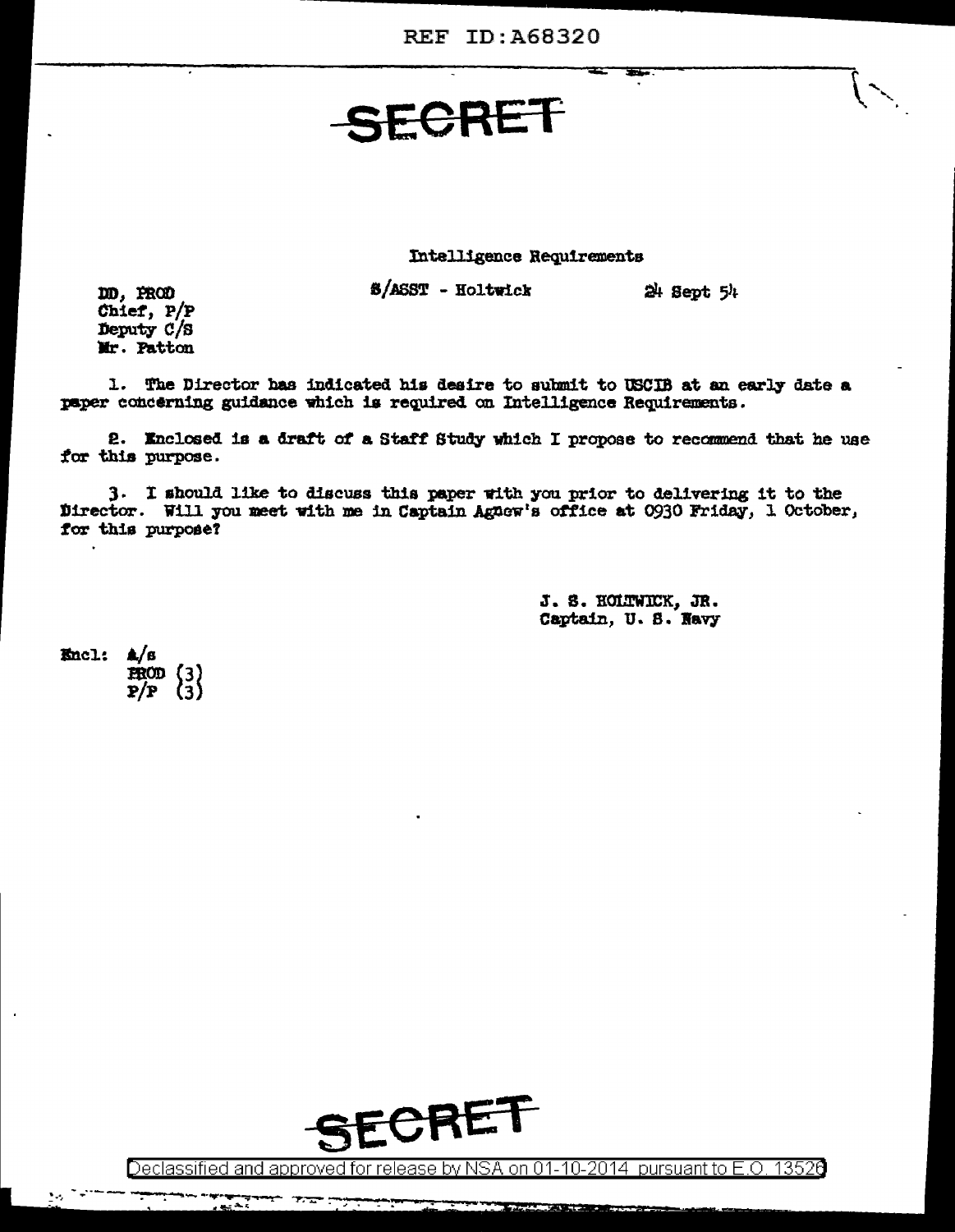REF ID:A68320

# SECRET

Intelligence Requirements

DD, PROD
Chief, P/P
Deputy C/S
Mr. Patton

S/ASST - Holtwick

24 Sept 54

1. The Director has indicated his desire to submit to USCIB at an early date a paper concerning guidance which is required on Intelligence Requirements.

2. Enclosed is a draft of a Staff Study which I propose to recommend that he use for this purpose.

3. I should like to discuss this paper with you prior to delivering it to the Director. Will you meet with me in Captain Agnew's office at 0930 Friday, 1 October, for this purpose?

J. S. HOLTWICK, JR.
Captain, U. S. Navy

Encl: A/s
PROD (3)
P/P (3)

SECRET

Declassified and approved for release by NSA on 01-10-2014 pursuant to E.O. 13526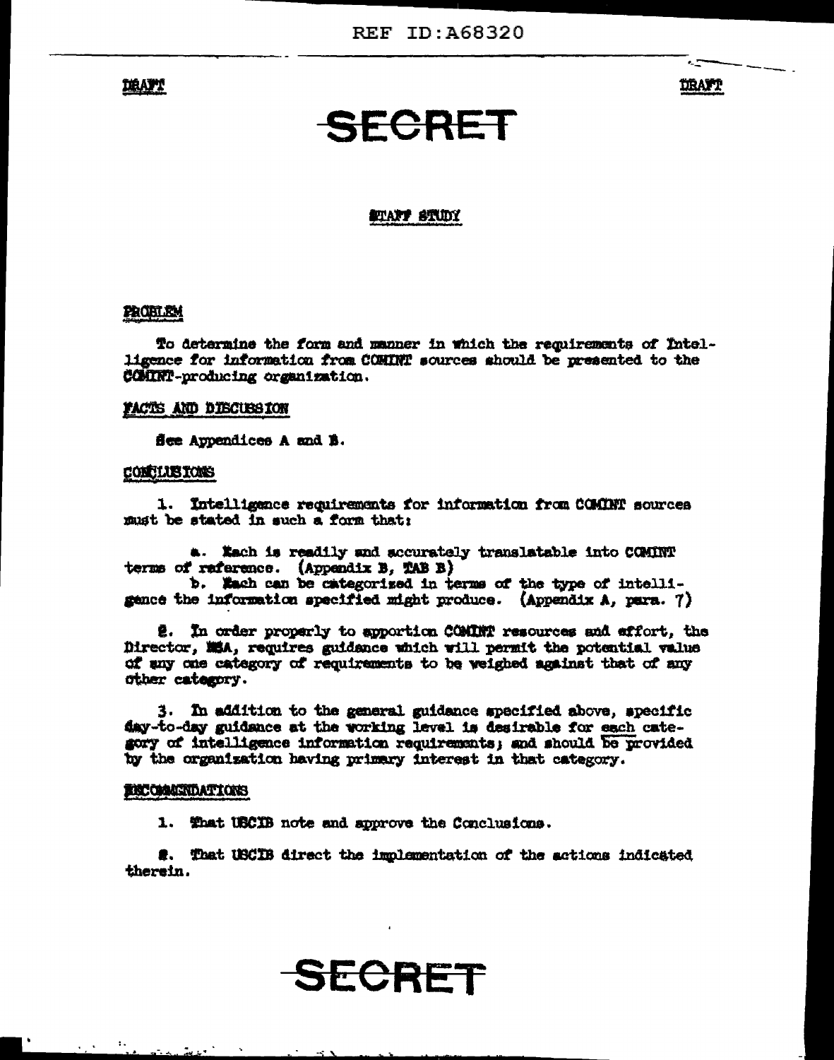DRAFT DRAFT

SECRET

STAFF STUDY

PROBLEM

To determine the form and manner in which the requirements of Intelligence for information from COMINT sources should be presented to the COMINT-producing organization.

FACTS AND DISCUSSION

See Appendices A and B.

CONCLUSIONS

1. Intelligence requirements for information from COMINT sources must be stated in such a form that:

a. Each is readily and accurately translatable into COMINT terms of reference. (Appendix B, TAB B)

b. Each can be categorized in terms of the type of intelligence the information specified might produce. (Appendix A, para. 7)

2. In order properly to apportion COMINT resources and effort, the Director, NSA, requires guidance which will permit the potential value of any one category of requirements to be weighed against that of any other category.

3. In addition to the general guidance specified above, specific day-to-day guidance at the working level is desirable for each category of intelligence information requirements; and should be provided by the organization having primary interest in that category.

RECOMMENDATIONS

1. That USCIB note and approve the Conclusions.

2. That USCIB direct the implementation of the actions indicated therein.

SECRET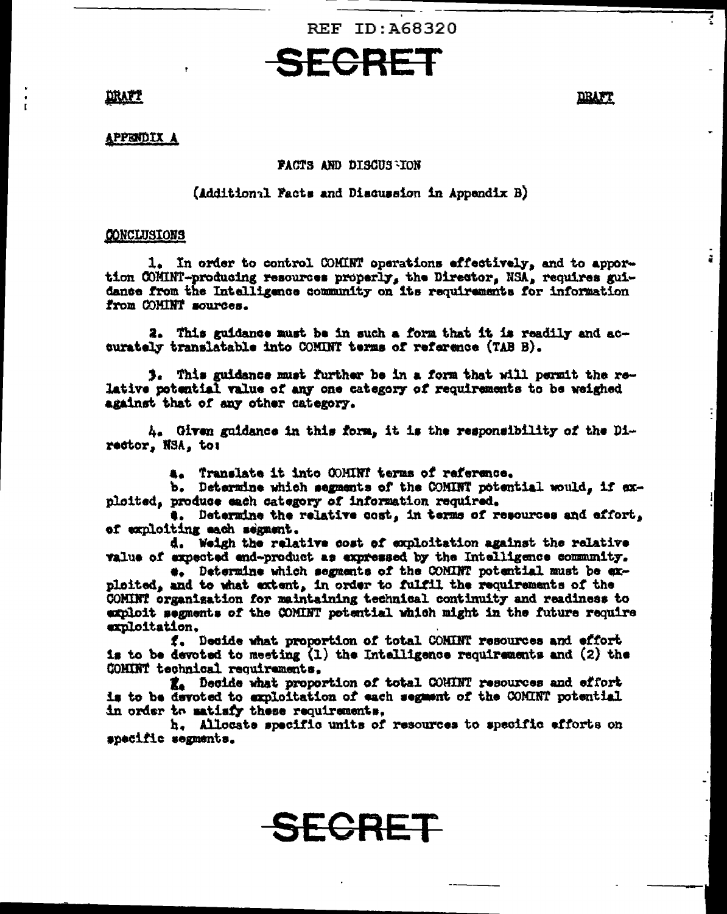REF ID:A68320

SECRET

DRAFT DRAFT

APPENDIX A

FACTS AND DISCUSSION

(Additional Facts and Discussion in Appendix B)

CONCLUSIONS

1. In order to control COMINT operations effectively, and to apportion COMINT-producing resources properly, the Director, NSA, requires guidance from the Intelligence community on its requirements for information from COMINT sources.

2. This guidance must be in such a form that it is readily and accurately translatable into COMINT terms of reference (TAB B).

3. This guidance must further be in a form that will permit the relative potential value of any one category of requirements to be weighed against that of any other category.

4. Given guidance in this form, it is the responsibility of the Director, NSA, to:

a. Translate it into COMINT terms of reference.
b. Determine which segments of the COMINT potential would, if exploited, produce each category of information required.
c. Determine the relative cost, in terms of resources and effort, of exploiting each segment.
d. Weigh the relative cost of exploitation against the relative value of expected end-product as expressed by the Intelligence community.
e. Determine which segments of the COMINT potential must be exploited, and to what extent, in order to fulfil the requirements of the COMINT organization for maintaining technical continuity and readiness to exploit segments of the COMINT potential which might in the future require exploitation.
f. Decide what proportion of total COMINT resources and effort is to be devoted to meeting (1) the Intelligence requirements and (2) the COMINT technical requirements.
g. Decide what proportion of total COMINT resources and effort is to be devoted to exploitation of each segment of the COMINT potential in order to satisfy these requirements.
h. Allocate specific units of resources to specific efforts on specific segments.

SECRET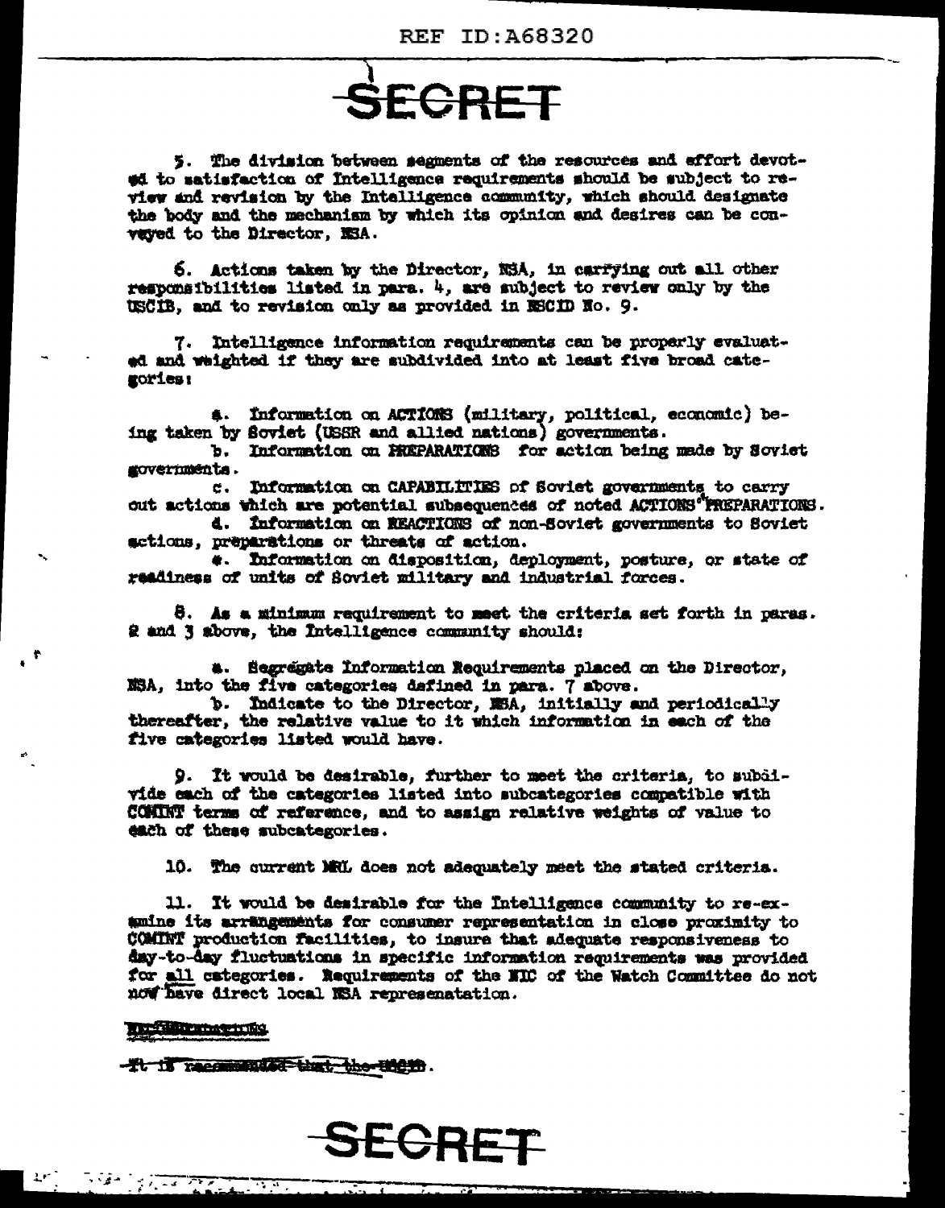SECRET

5. The division between segments of the resources and effort devoted to satisfaction of Intelligence requirements should be subject to review and revision by the Intelligence community, which should designate the body and the mechanism by which its opinion and desires can be conveyed to the Director, NSA.

6. Actions taken by the Director, NSA, in carrying out all other responsibilities listed in para. 4, are subject to review only by the USCIB, and to revision only as provided in NSCID No. 9.

7. Intelligence information requirements can be properly evaluated and weighted if they are subdivided into at least five broad categories:

a. Information on ACTIONS (military, political, economic) being taken by Soviet (USSR and allied nations) governments.

b. Information on PREPARATIONS for action being made by Soviet governments.

c. Information on CAPABILITIES of Soviet governments to carry out actions which are potential subsequences of noted ACTIONS PREPARATIONS.

d. Information on REACTIONS of non-Soviet governments to Soviet actions, preparations or threats of action.

e. Information on disposition, deployment, posture, or state of readiness of units of Soviet military and industrial forces.

8. As a minimum requirement to meet the criteria set forth in paras. 2 and 3 above, the Intelligence community should:

a. Segregate Information Requirements placed on the Director, NSA, into the five categories defined in para. 7 above.

b. Indicate to the Director, NSA, initially and periodically thereafter, the relative value to it which information in each of the five categories listed would have.

9. It would be desirable, further to meet the criteria, to subdivide each of the categories listed into subcategories compatible with COMINT terms of reference, and to assign relative weights of value to each of these subcategories.

10. The current MRL does not adequately meet the stated criteria.

11. It would be desirable for the Intelligence community to re-examine its arrangements for consumer representation in close proximity to COMINT production facilities, to insure that adequate responsiveness to day-to-day fluctuations in specific information requirements was provided for all categories. Requirements of the NIC of the Watch Committee do not now have direct local NSA represenatation.

~~RECOMMENDATIONS~~

~~It is recommended that the USCIB.~~

SECRET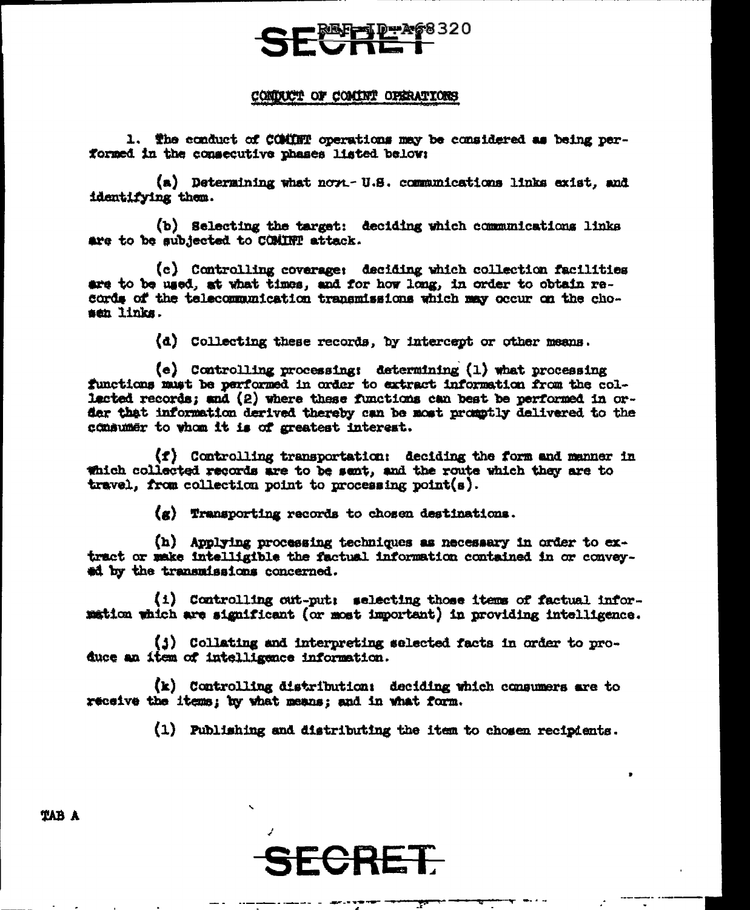SECRET

## CONDUCT OF COMINT OPERATIONS

1. The conduct of COMINT operations may be considered as being performed in the consecutive phases listed below:

(a) Determining what non- U.S. communications links exist, and identifying them.

(b) Selecting the target: deciding which communications links are to be subjected to COMINT attack.

(c) Controlling coverage: deciding which collection facilities are to be used, at what times, and for how long, in order to obtain records of the telecommunication transmissions which may occur on the chosen links.

(d) Collecting these records, by intercept or other means.

(e) Controlling processing: determining (1) what processing functions must be performed in order to extract information from the collected records; and (2) where these functions can best be performed in order that information derived thereby can be most promptly delivered to the consumer to whom it is of greatest interest.

(f) Controlling transportation: deciding the form and manner in which collected records are to be sent, and the route which they are to travel, from collection point to processing point(s).

(g) Transporting records to chosen destinations.

(h) Applying processing techniques as necessary in order to extract or make intelligible the factual information contained in or conveyed by the transmissions concerned.

(i) Controlling out-put: selecting those items of factual information which are significant (or most important) in providing intelligence.

(j) Collating and interpreting selected facts in order to produce an item of intelligence information.

(k) Controlling distribution: deciding which consumers are to receive the items; by what means; and in what form.

(l) Publishing and distributing the item to chosen recipients.

TAB A

SECRET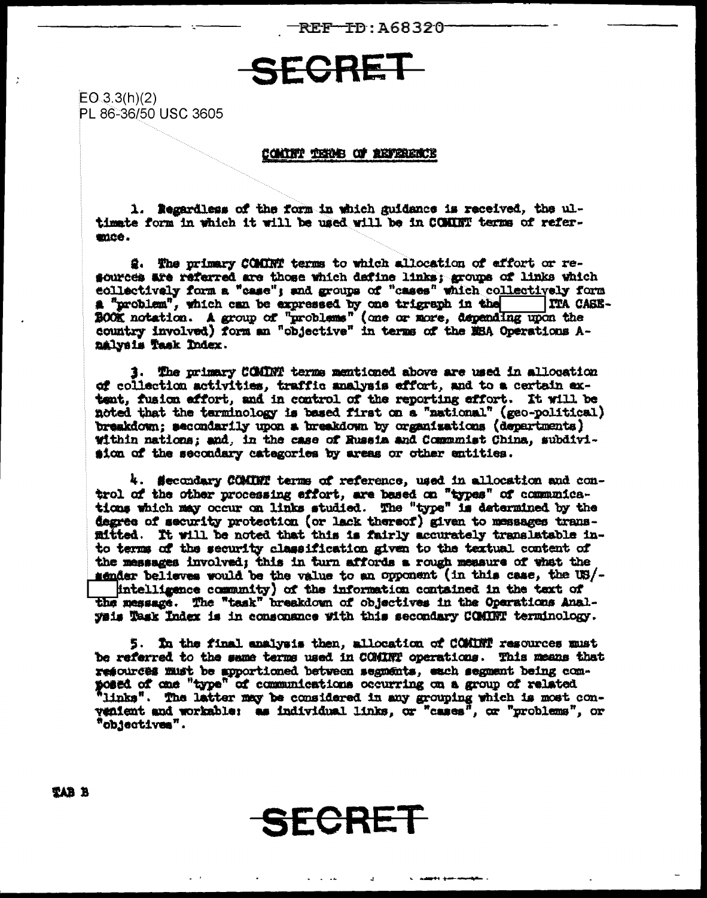REF ID:A68320

SECRET

EO 3.3(h)(2)
PL 86-36/50 USC 3605

COMINT TERMS OF REFERENCE

1. Regardless of the form in which guidance is received, the ultimate form in which it will be used will be in COMINT terms of reference.

2. The primary COMINT terms to which allocation of effort or resources are referred are those which define links; groups of links which collectively form a "case"; and groups of "cases" which collectively form a "problem", which can be expressed by one trigraph in the [ ] ITA CASEBOOK notation. A group of "problems" (one or more, depending upon the country involved) form an "objective" in terms of the NSA Operations Analysis Task Index.

3. The primary COMINT terms mentioned above are used in allocation of collection activities, traffic analysis effort, and to a certain extent, fusion effort, and in control of the reporting effort. It will be noted that the terminology is based first on a "national" (geo-political) breakdown; secondarily upon a breakdown by organizations (departments) within nations; and, in the case of Russia and Communist China, subdivision of the secondary categories by areas or other entities.

4. Secondary COMINT terms of reference, used in allocation and control of the other processing effort, are based on "types" of communications which may occur on links studied. The "type" is determined by the degree of security protection (or lack thereof) given to messages transmitted. It will be noted that this is fairly accurately translatable into terms of the security classification given to the textual content of the messages involved; this in turn affords a rough measure of what the sender believes would be the value to an opponent (in this case, the US/[ ] intelligence community) of the information contained in the text of the message. The "task" breakdown of objectives in the Operations Analysis Task Index is in consonance with this secondary COMINT terminology.

5. In the final analysis then, allocation of COMINT resources must be referred to the same terms used in COMINT operations. This means that resources must be apportioned between segments, each segment being composed of one "type" of communications occurring on a group of related "links". The latter may be considered in any grouping which is most convenient and workable: as individual links, or "cases", or "problems", or "objectives".

TAB B

SECRET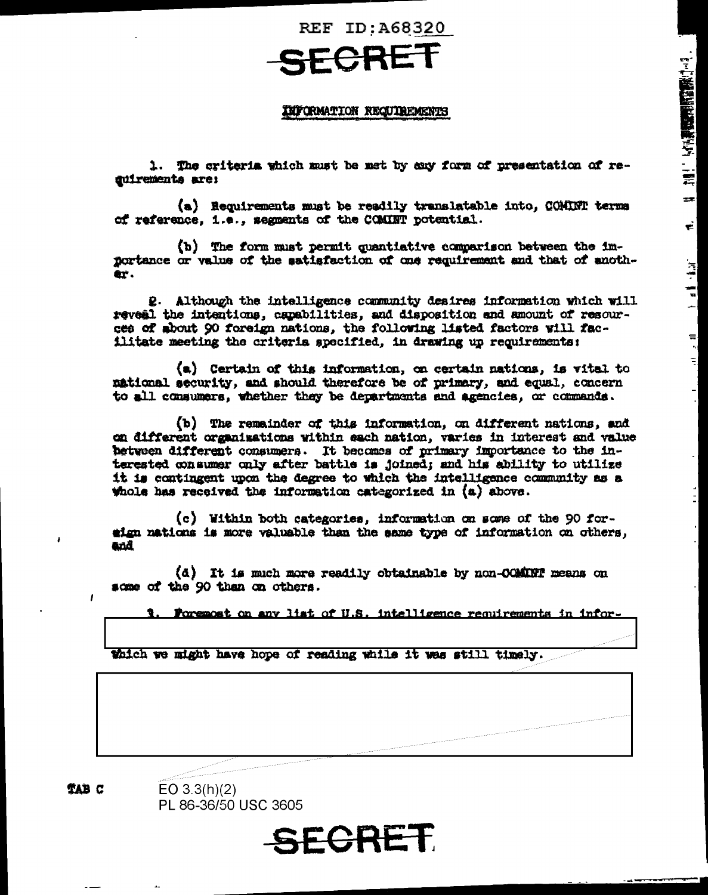REF ID:A68320

SECRET

INFORMATION REQUIREMENTS

1. The criteria which must be met by any form of presentation of requirements are:

(a) Requirements must be readily translatable into, COMINT terms of reference, i.e., segments of the COMINT potential.

(b) The form must permit quantiative comparison between the importance or value of the satisfaction of one requirement and that of another.

2. Although the intelligence community desires information which will reveal the intentions, capabilities, and disposition and amount of resources of about 90 foreign nations, the following listed factors will facilitate meeting the criteria specified, in drawing up requirements:

(a) Certain of this information, on certain nations, is vital to national security, and should therefore be of primary, and equal, concern to all consumers, whether they be departments and agencies, or commands.

(b) The remainder of this information, on different nations, and on different organizations within each nation, varies in interest and value between different consumers. It becomes of primary importance to the interested consumer only after battle is joined; and his ability to utilize it is contingent upon the degree to which the intelligence community as a whole has received the information categorized in (a) above.

(c) Within both categories, information on some of the 90 foreign nations is more valuable than the same type of information on others, and

(d) It is much more readily obtainable by non-COMINT means on some of the 90 than on others.

3. Foremost on any list of U.S. intelligence requirements in infor-

which we might have hope of reading while it was still timely.

TAB C

EO 3.3(h)(2)
PL 86-36/50 USC 3605

SECRET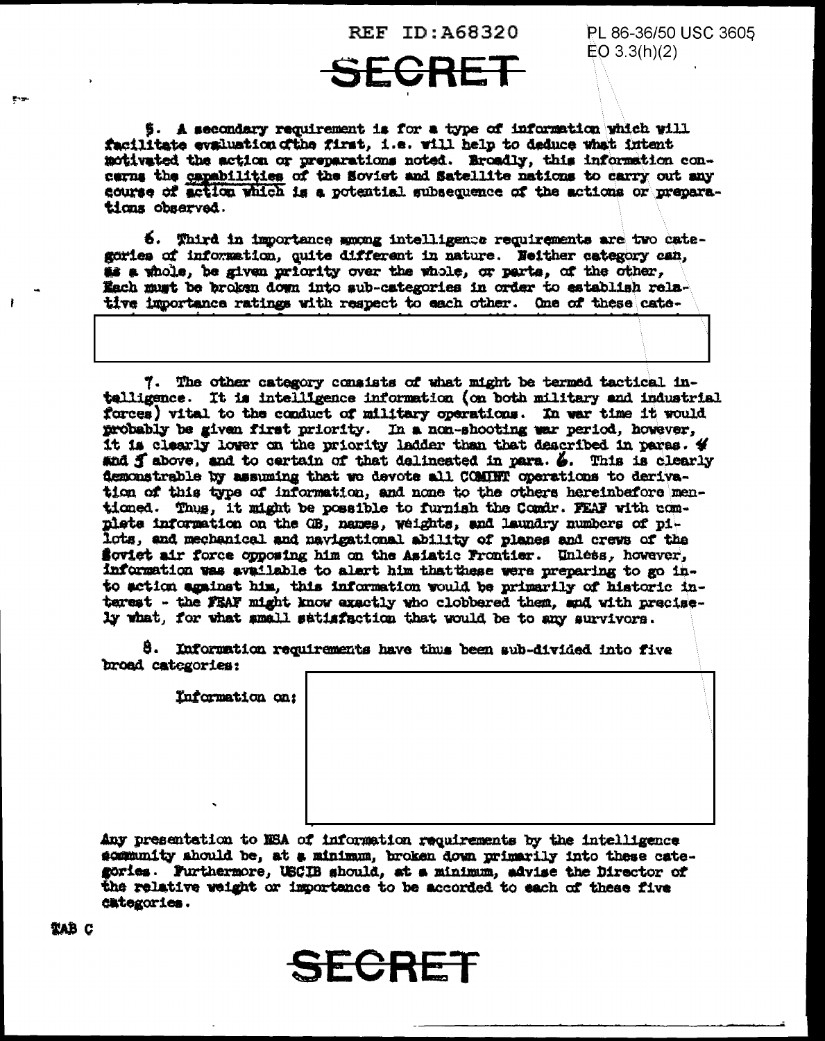REF ID:A68320

PL 86-36/50 USC 3605
EO 3.3(h)(2)

SECRET

5. A secondary requirement is for a type of information which will facilitate evaluation of the first, i.e. will help to deduce what intent motivated the action or preparations noted. Broadly, this information concerns the capabilities of the Soviet and Satellite nations to carry out any course of action which is a potential subsequence of the actions or preparations observed.

6. Third in importance among intelligence requirements are two categories of information, quite different in nature. Neither category can, as a whole, be given priority over the whole, or parts, of the other. Each must be broken down into sub-categories in order to establish relative importance ratings with respect to each other. One of these cate-

7. The other category consists of what might be termed tactical intelligence. It is intelligence information (on both military and industrial forces) vital to the conduct of military operations. In war time it would probably be given first priority. In a non-shooting war period, however, it is clearly lower on the priority ladder than that described in paras. 4 and 5 above, and to certain of that delineated in para. 6. This is clearly demonstrable by assuming that we devote all COMINT operations to derivation of this type of information, and none to the others hereinbefore mentioned. Thus, it might be possible to furnish the Comdr. FEAF with complete information on the OB, names, weights, and laundry numbers of pilots, and mechanical and navigational ability of planes and crews of the Soviet air force opposing him on the Asiatic Frontier. Unless, however, information was available to alert him that these were preparing to go into action against him, this information would be primarily of historic interest - the FEAF might know exactly who clobbered them, and with precisely what, for what small satisfaction that would be to any survivors.

8. Information requirements have thus been sub-divided into five broad categories:

Information on:

Any presentation to NSA of information requirements by the intelligence community should be, at a minimum, broken down primarily into these categories. Furthermore, USCIB should, at a minimum, advise the Director of the relative weight or importance to be accorded to each of these five categories.

TAB C

SECRET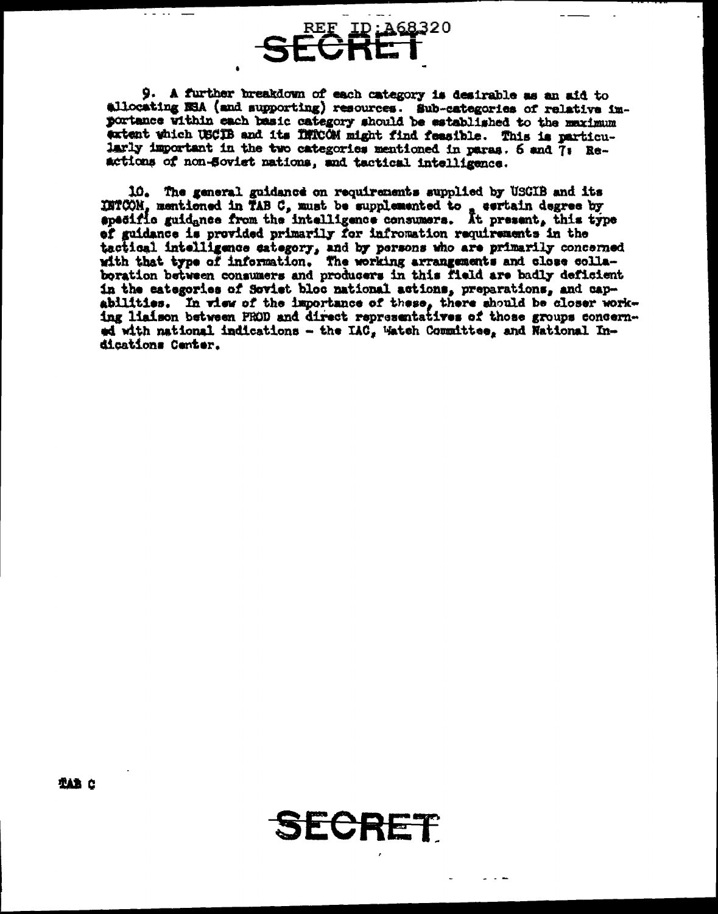9. A further breakdown of each category is desirable as an aid to allocating NSA (and supporting) resources. Sub-categories of relative importance within each basic category should be established to the maximum extent which USCIB and its INTCOM might find feasible. This is particularly important in the two categories mentioned in paras. 6 and 7: Reactions of non-Soviet nations, and tactical intelligence.

10. The general guidance on requirements supplied by USCIB and its INTCOM, mentioned in TAB C, must be supplemented to a certain degree by specific guidance from the intelligence consumers. At present, this type of guidance is provided primarily for infromation requirements in the tactical intelligence category, and by persons who are primarily concerned with that type of information. The working arrangements and close collaboration between consumers and producers in this field are badly deficient in the categories of Soviet bloc national actions, preparations, and capabilities. In view of the importance of these, there should be closer working liaison between PROD and direct representatives of those groups concerned with national indications - the IAC, Watch Committee, and National Indications Center.

TAB C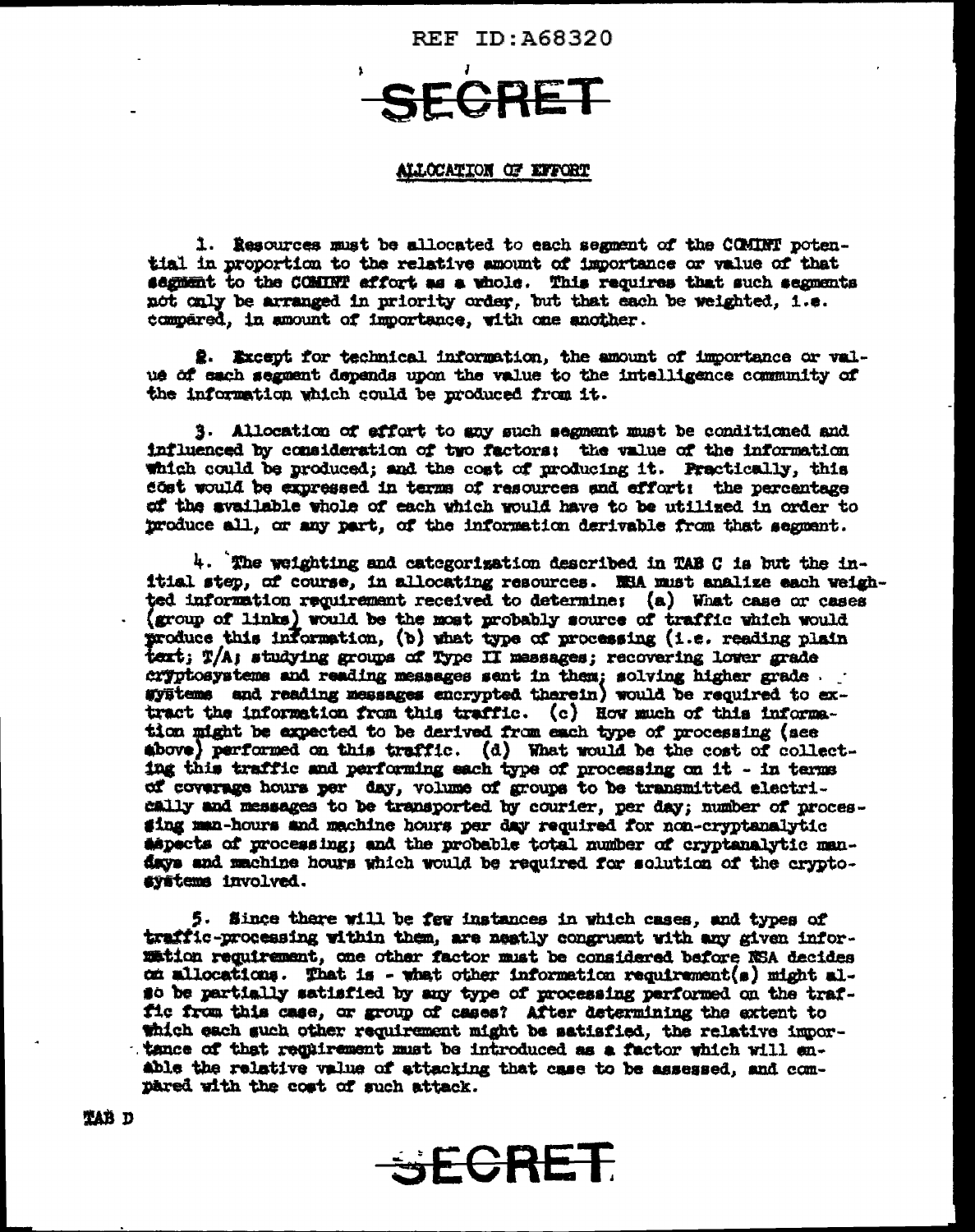SECRET

## ALLOCATION OF EFFORT

1. Resources must be allocated to each segment of the COMINT potential in proportion to the relative amount of importance or value of that segment to the COMINT effort as a whole. This requires that such segments not only be arranged in priority order, but that each be weighted, i.e. compared, in amount of importance, with one another.

2. Except for technical information, the amount of importance or value of each segment depends upon the value to the intelligence community of the information which could be produced from it.

3. Allocation of effort to any such segment must be conditioned and influenced by consideration of two factors: the value of the information which could be produced; and the cost of producing it. Practically, this cost would be expressed in terms of resources and effort: the percentage of the available whole of each which would have to be utilized in order to produce all, or any part, of the information derivable from that segment.

4. The weighting and categorization described in TAB C is but the initial step, of course, in allocating resources. NSA must analize each weighted information requirement received to determine: (a) What case or cases (group of links) would be the most probably source of traffic which would produce this information, (b) what type of processing (i.e. reading plain text; T/A; studying groups of Type II messages; recovering lower grade cryptosystems and reading messages sent in them; solving higher grade systems and reading messages encrypted therein) would be required to extract the information from this traffic. (c) How much of this information might be expected to be derived from each type of processing (see above) performed on this traffic. (d) What would be the cost of collecting this traffic and performing each type of processing on it - in terms of coverage hours per day, volume of groups to be transmitted electrically and messages to be transported by courier, per day; number of processing man-hours and machine hours per day required for non-cryptanalytic aspects of processing; and the probable total number of cryptanalytic man-days and machine hours which would be required for solution of the cryptosystems involved.

5. Since there will be few instances in which cases, and types of traffic-processing within them, are neatly congruent with any given information requirement, one other factor must be considered before NSA decides on allocations. That is - what other information requirement(s) might also be partially satisfied by any type of processing performed on the traffic from this case, or group of cases? After determining the extent to which each such other requirement might be satisfied, the relative importance of that requirement must be introduced as a factor which will enable the relative value of attacking that case to be assessed, and compared with the cost of such attack.

TAB D

SECRET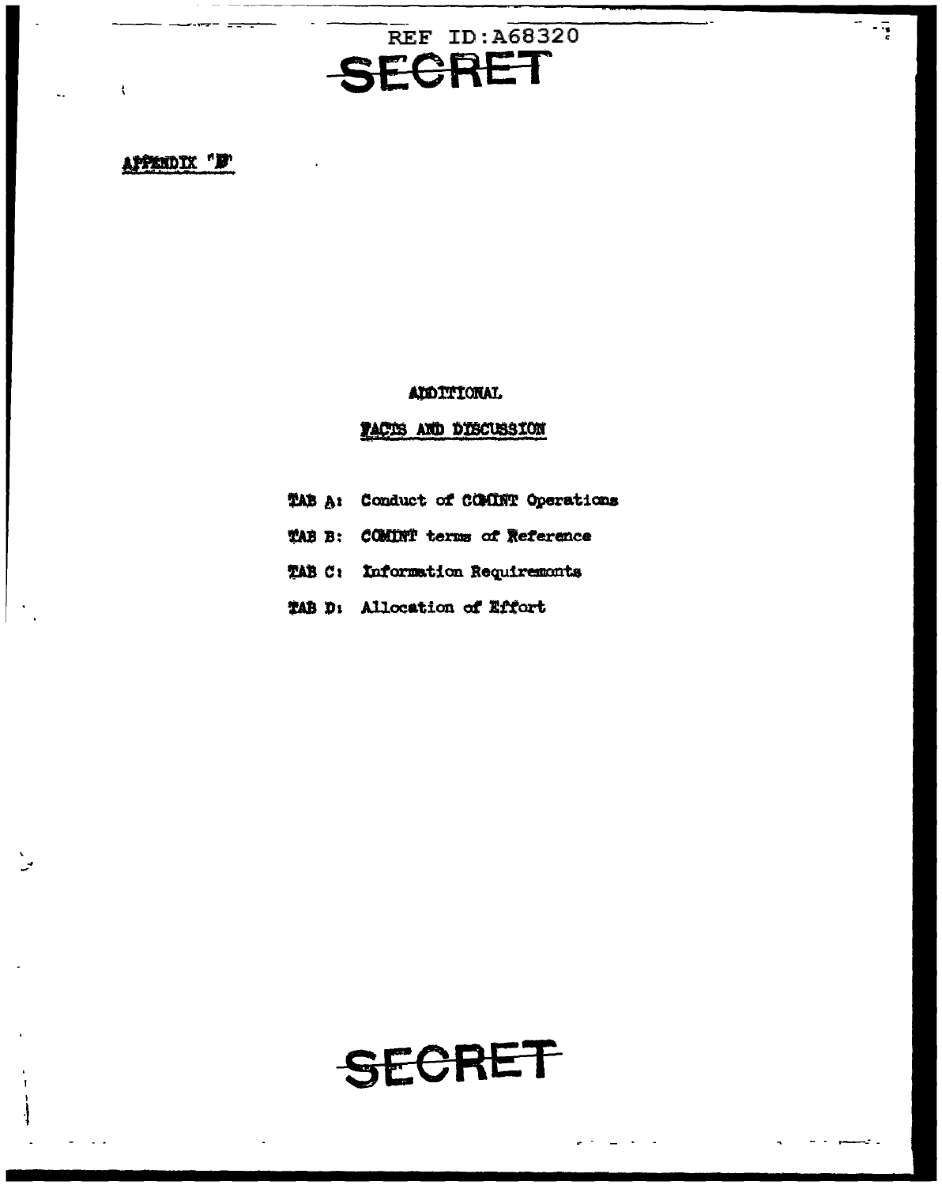REF ID:A68320

SECRET

APPENDIX "B"

ADDITIONAL

FACTS AND DISCUSSION

TAB A: Conduct of COMINT Operations

TAB B: COMINT terms of Reference

TAB C: Information Requirements

TAB D: Allocation of Effort

SECRET